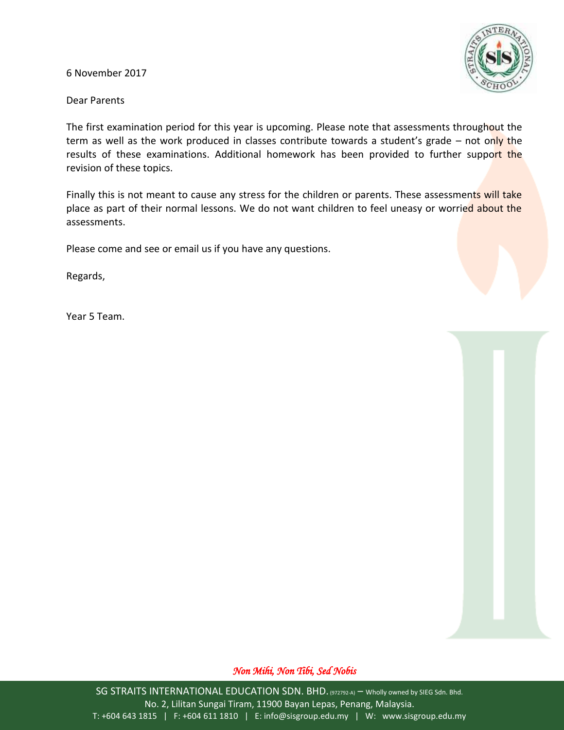6 November 2017

Dear Parents

The first examination period for this year is upcoming. Please note that assessments throughout the term as well as the work produced in classes contribute towards a student's grade – not only the results of these examinations. Additional homework has been provided to further support the revision of these topics.

Finally this is not meant to cause any stress for the children or parents. These assessments will take place as part of their normal lessons. We do not want children to feel uneasy or worried about the assessments.

Please come and see or email us if you have any questions.

Regards,

Year 5 Team.

*Non Mihi, Non Tibi, Sed Nobis*

SG STRAITS INTERNATIONAL EDUCATION SDN. BHD. (972792-A) – Wholly owned by SIEG Sdn. Bhd.
No. 2, Lilitan Sungai Tiram, 11900 Bayan Lepas, Penang, Malaysia.
T: +604 643 1815 | F: +604 611 1810 | E: info@sisgroup.edu.my | W: www.sisgroup.edu.my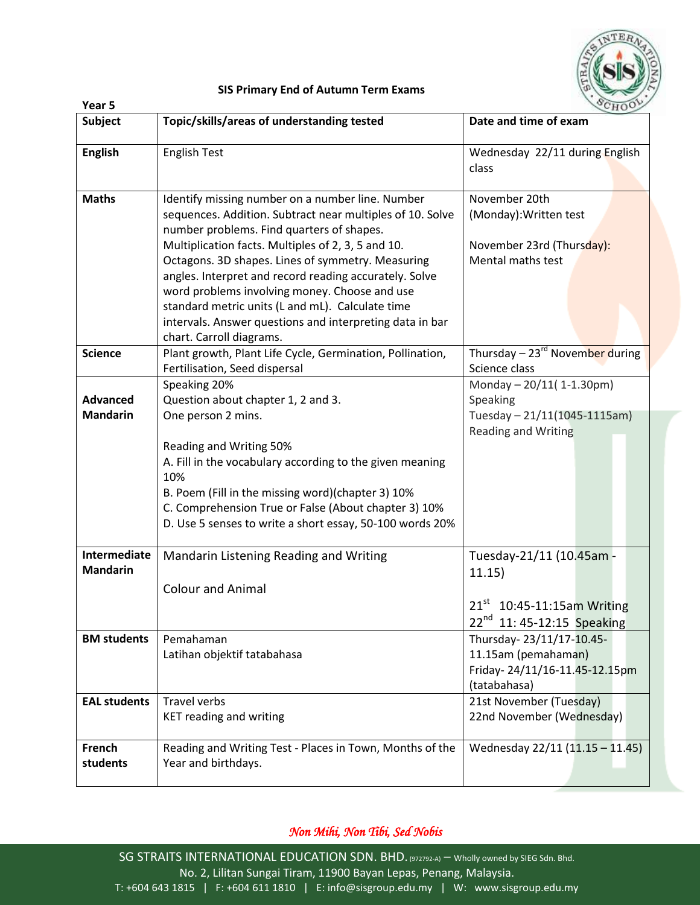**SIS Primary End of Autumn Term Exams**

**Year 5**

| **Subject** | **Topic/skills/areas of understanding tested** | **Date and time of exam** |
|---|---|---|
| **English** | English Test | Wednesday 22/11 during English class |
| **Maths** | Identify missing number on a number line. Number sequences. Addition. Subtract near multiples of 10. Solve number problems. Find quarters of shapes. Multiplication facts. Multiples of 2, 3, 5 and 10. Octagons. 3D shapes. Lines of symmetry. Measuring angles. Interpret and record reading accurately. Solve word problems involving money. Choose and use standard metric units (L and mL). Calculate time intervals. Answer questions and interpreting data in bar chart. Carroll diagrams. | November 20th (Monday):Written test<br><br>November 23rd (Thursday): Mental maths test |
| **Science** | Plant growth, Plant Life Cycle, Germination, Pollination, Fertilisation, Seed dispersal | Thursday – 23rd November during Science class |
| **Advanced Mandarin** | Speaking 20%<br>Question about chapter 1, 2 and 3.<br>One person 2 mins.<br><br>Reading and Writing 50%<br>A. Fill in the vocabulary according to the given meaning 10%<br>B. Poem (Fill in the missing word)(chapter 3) 10%<br>C. Comprehension True or False (About chapter 3) 10%<br>D. Use 5 senses to write a short essay, 50-100 words 20% | Monday – 20/11( 1-1.30pm) Speaking<br>Tuesday – 21/11(1045-1115am) Reading and Writing |
| **Intermediate Mandarin** | Mandarin Listening Reading and Writing<br><br>Colour and Animal | Tuesday-21/11 (10.45am - 11.15)<br><br>21st 10:45-11:15am Writing<br>22nd 11: 45-12:15 Speaking |
| **BM students** | Pemahaman<br>Latihan objektif tatabahasa | Thursday- 23/11/17-10.45-11.15am (pemahaman)<br>Friday- 24/11/16-11.45-12.15pm (tatabahasa) |
| **EAL students** | Travel verbs<br>KET reading and writing | 21st November (Tuesday)<br>22nd November (Wednesday) |
| **French students** | Reading and Writing Test - Places in Town, Months of the Year and birthdays. | Wednesday 22/11 (11.15 – 11.45) |

*Non Mihi, Non Tibi, Sed Nobis*

SG STRAITS INTERNATIONAL EDUCATION SDN. BHD. (972792-A) – Wholly owned by SIEG Sdn. Bhd.
No. 2, Lilitan Sungai Tiram, 11900 Bayan Lepas, Penang, Malaysia.
T: +604 643 1815 | F: +604 611 1810 | E: info@sisgroup.edu.my | W: www.sisgroup.edu.my